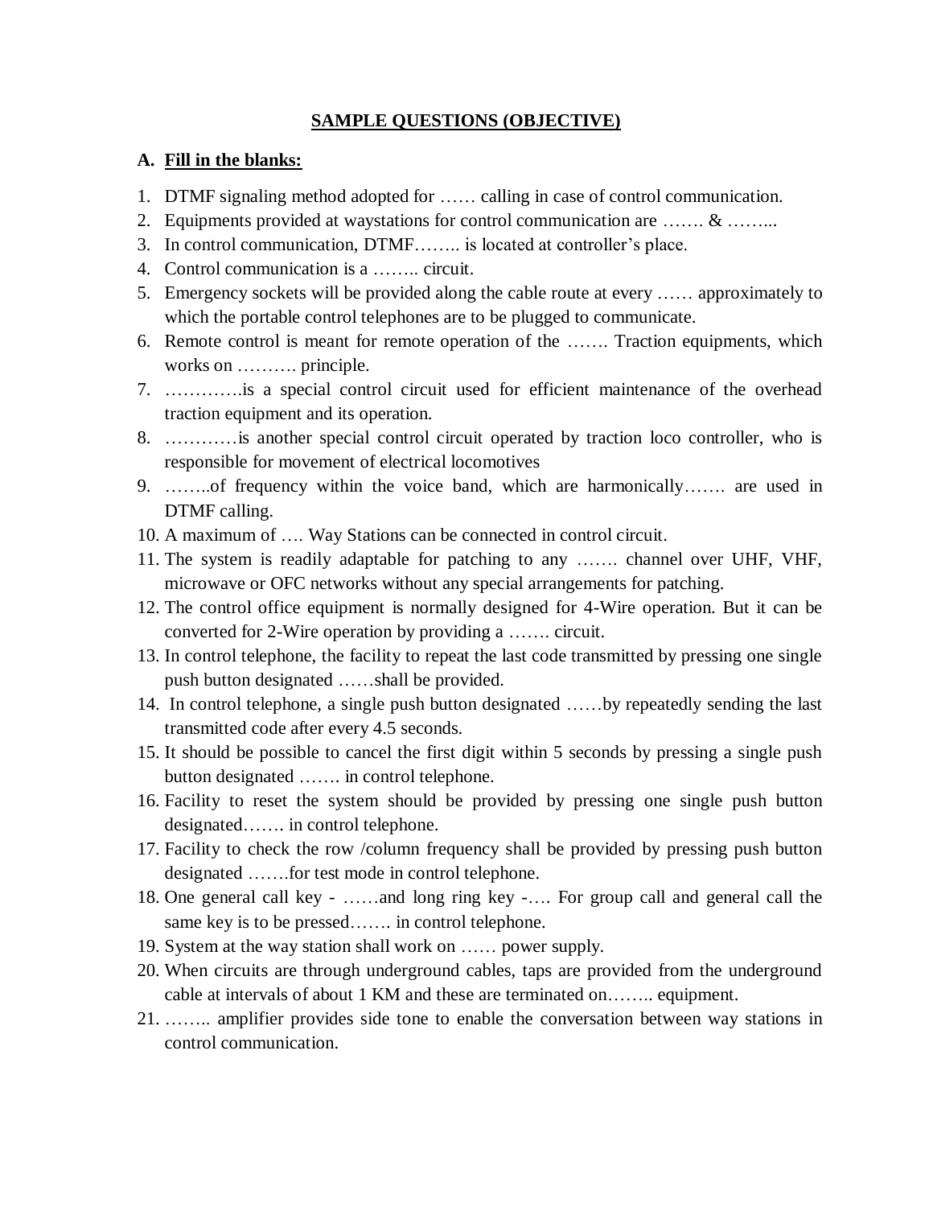## SAMPLE QUESTIONS (OBJECTIVE)

### A. Fill in the blanks:

1. DTMF signaling method adopted for …… calling in case of control communication.
2. Equipments provided at waystations for control communication are ……. & ……...
3. In control communication, DTMF…….. is located at controller's place.
4. Control communication is a …….. circuit.
5. Emergency sockets will be provided along the cable route at every …… approximately to which the portable control telephones are to be plugged to communicate.
6. Remote control is meant for remote operation of the ……. Traction equipments, which works on ………. principle.
7. ………….is a special control circuit used for efficient maintenance of the overhead traction equipment and its operation.
8. …………is another special control circuit operated by traction loco controller, who is responsible for movement of electrical locomotives
9. ……..of frequency within the voice band, which are harmonically……. are used in DTMF calling.
10. A maximum of …. Way Stations can be connected in control circuit.
11. The system is readily adaptable for patching to any ……. channel over UHF, VHF, microwave or OFC networks without any special arrangements for patching.
12. The control office equipment is normally designed for 4-Wire operation. But it can be converted for 2-Wire operation by providing a ……. circuit.
13. In control telephone, the facility to repeat the last code transmitted by pressing one single push button designated ……shall be provided.
14. In control telephone, a single push button designated ……by repeatedly sending the last transmitted code after every 4.5 seconds.
15. It should be possible to cancel the first digit within 5 seconds by pressing a single push button designated ……. in control telephone.
16. Facility to reset the system should be provided by pressing one single push button designated……. in control telephone.
17. Facility to check the row /column frequency shall be provided by pressing push button designated …….for test mode in control telephone.
18. One general call key - ……and long ring key -…. For group call and general call the same key is to be pressed……. in control telephone.
19. System at the way station shall work on …… power supply.
20. When circuits are through underground cables, taps are provided from the underground cable at intervals of about 1 KM and these are terminated on…….. equipment.
21. …….. amplifier provides side tone to enable the conversation between way stations in control communication.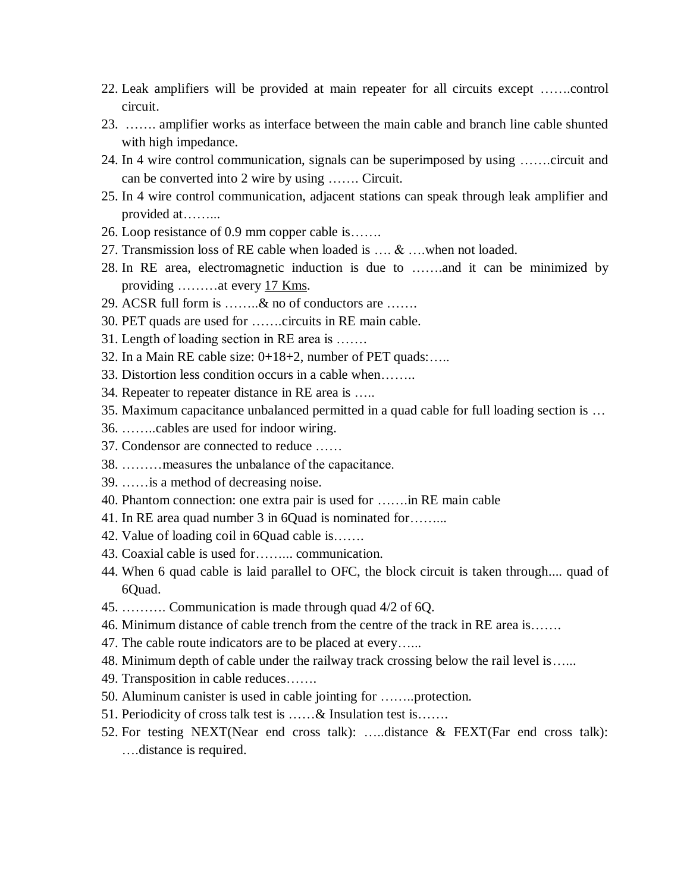22. Leak amplifiers will be provided at main repeater for all circuits except …….control circuit.
23. ……. amplifier works as interface between the main cable and branch line cable shunted with high impedance.
24. In 4 wire control communication, signals can be superimposed by using …….circuit and can be converted into 2 wire by using ……. Circuit.
25. In 4 wire control communication, adjacent stations can speak through leak amplifier and provided at……...
26. Loop resistance of 0.9 mm copper cable is…….
27. Transmission loss of RE cable when loaded is …. & ….when not loaded.
28. In RE area, electromagnetic induction is due to …….and it can be minimized by providing ………at every 17 Kms.
29. ACSR full form is ……..& no of conductors are …….
30. PET quads are used for …….circuits in RE main cable.
31. Length of loading section in RE area is …….
32. In a Main RE cable size: 0+18+2, number of PET quads:…..
33. Distortion less condition occurs in a cable when……..
34. Repeater to repeater distance in RE area is …..
35. Maximum capacitance unbalanced permitted in a quad cable for full loading section is …
36. ……..cables are used for indoor wiring.
37. Condensor are connected to reduce ……
38. ………measures the unbalance of the capacitance.
39. ……is a method of decreasing noise.
40. Phantom connection: one extra pair is used for …….in RE main cable
41. In RE area quad number 3 in 6Quad is nominated for……...
42. Value of loading coil in 6Quad cable is…….
43. Coaxial cable is used for……... communication.
44. When 6 quad cable is laid parallel to OFC, the block circuit is taken through.... quad of 6Quad.
45. ………. Communication is made through quad 4/2 of 6Q.
46. Minimum distance of cable trench from the centre of the track in RE area is…….
47. The cable route indicators are to be placed at every…...
48. Minimum depth of cable under the railway track crossing below the rail level is…...
49. Transposition in cable reduces…….
50. Aluminum canister is used in cable jointing for ……..protection.
51. Periodicity of cross talk test is ……& Insulation test is…….
52. For testing NEXT(Near end cross talk): …..distance & FEXT(Far end cross talk): ….distance is required.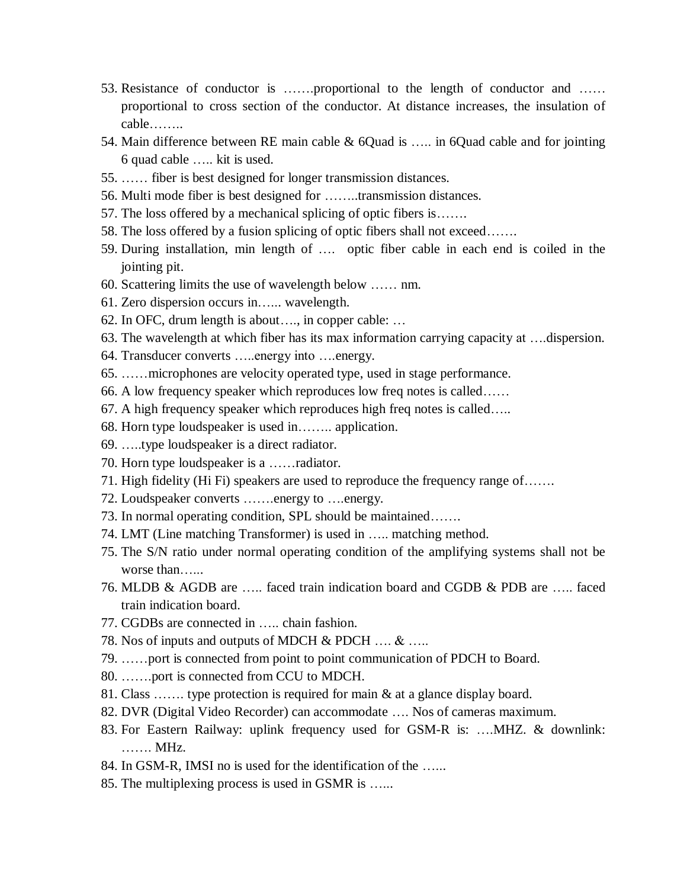53. Resistance of conductor is …….proportional to the length of conductor and …… proportional to cross section of the conductor. At distance increases, the insulation of cable……..
54. Main difference between RE main cable & 6Quad is ….. in 6Quad cable and for jointing 6 quad cable ….. kit is used.
55. …… fiber is best designed for longer transmission distances.
56. Multi mode fiber is best designed for ……..transmission distances.
57. The loss offered by a mechanical splicing of optic fibers is…….
58. The loss offered by a fusion splicing of optic fibers shall not exceed…….
59. During installation, min length of …. optic fiber cable in each end is coiled in the jointing pit.
60. Scattering limits the use of wavelength below …… nm.
61. Zero dispersion occurs in…... wavelength.
62. In OFC, drum length is about…., in copper cable: …
63. The wavelength at which fiber has its max information carrying capacity at ….dispersion.
64. Transducer converts …..energy into ….energy.
65. ……microphones are velocity operated type, used in stage performance.
66. A low frequency speaker which reproduces low freq notes is called……
67. A high frequency speaker which reproduces high freq notes is called…..
68. Horn type loudspeaker is used in…….. application.
69. …..type loudspeaker is a direct radiator.
70. Horn type loudspeaker is a ……radiator.
71. High fidelity (Hi Fi) speakers are used to reproduce the frequency range of…….
72. Loudspeaker converts …….energy to ….energy.
73. In normal operating condition, SPL should be maintained…….
74. LMT (Line matching Transformer) is used in ….. matching method.
75. The S/N ratio under normal operating condition of the amplifying systems shall not be worse than…...
76. MLDB & AGDB are ….. faced train indication board and CGDB & PDB are ….. faced train indication board.
77. CGDBs are connected in ….. chain fashion.
78. Nos of inputs and outputs of MDCH & PDCH …. & …..
79. ……port is connected from point to point communication of PDCH to Board.
80. …….port is connected from CCU to MDCH.
81. Class ……. type protection is required for main & at a glance display board.
82. DVR (Digital Video Recorder) can accommodate …. Nos of cameras maximum.
83. For Eastern Railway: uplink frequency used for GSM-R is: ….MHZ. & downlink: ……. MHz.
84. In GSM-R, IMSI no is used for the identification of the …...
85. The multiplexing process is used in GSMR is …...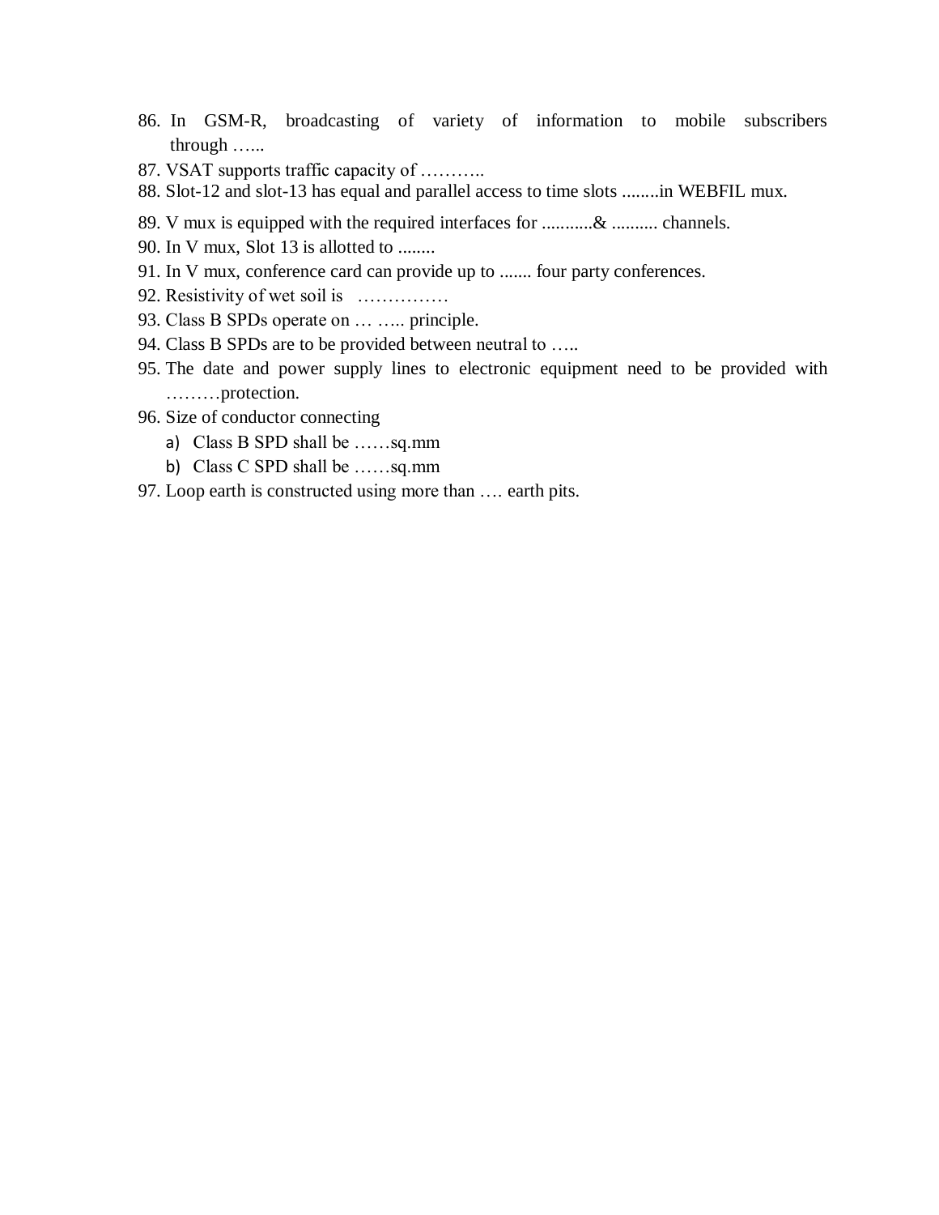86. In GSM-R, broadcasting of variety of information to mobile subscribers through …...
87. VSAT supports traffic capacity of ………..
88. Slot-12 and slot-13 has equal and parallel access to time slots ........in WEBFIL mux.
89. V mux is equipped with the required interfaces for ...........& .......... channels.
90. In V mux, Slot 13 is allotted to ........
91. In V mux, conference card can provide up to ....... four party conferences.
92. Resistivity of wet soil is ……………
93. Class B SPDs operate on … ….. principle.
94. Class B SPDs are to be provided between neutral to …..
95. The date and power supply lines to electronic equipment need to be provided with ………protection.
96. Size of conductor connecting
    a) Class B SPD shall be ……sq.mm
    b) Class C SPD shall be ……sq.mm
97. Loop earth is constructed using more than …. earth pits.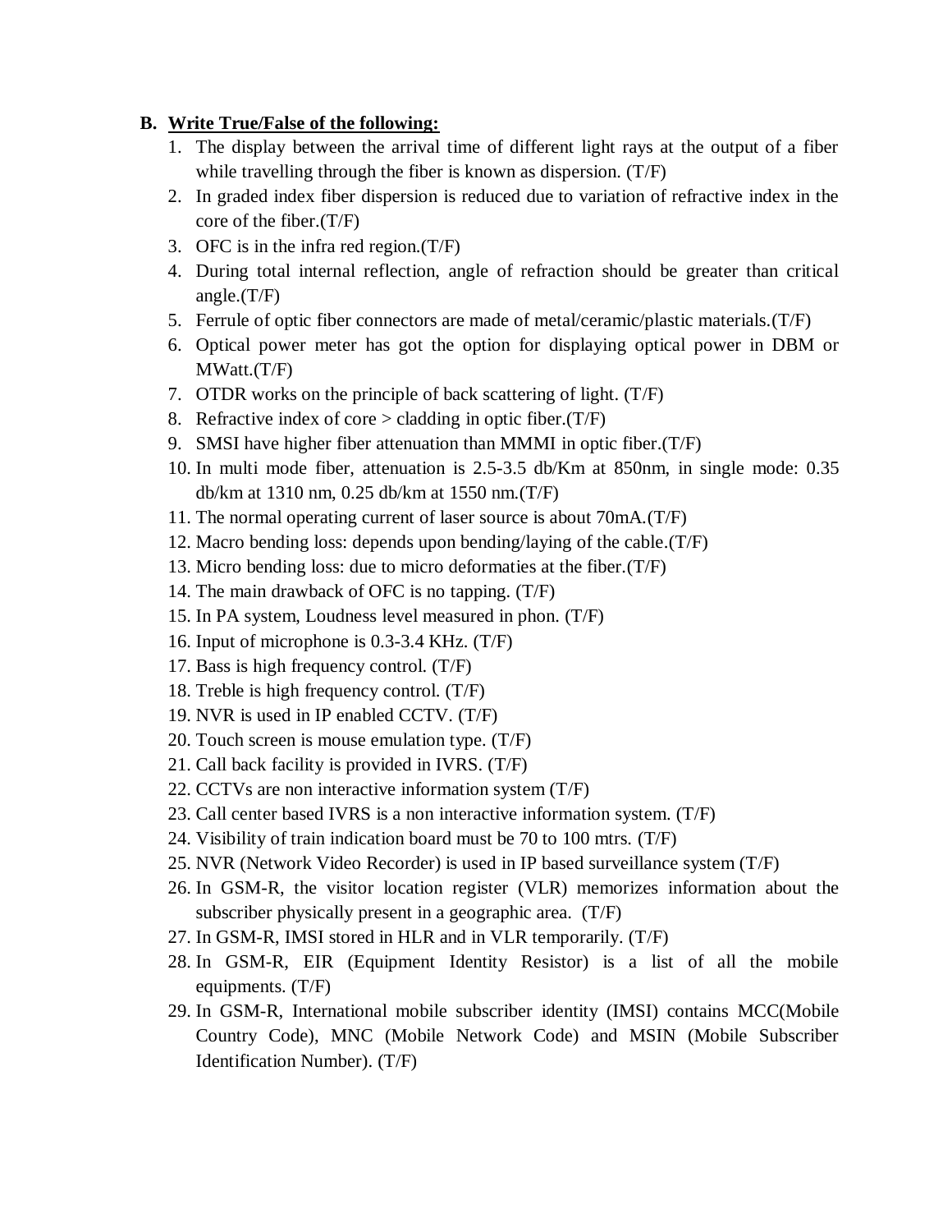**B. Write True/False of the following:**

1. The display between the arrival time of different light rays at the output of a fiber while travelling through the fiber is known as dispersion. (T/F)
2. In graded index fiber dispersion is reduced due to variation of refractive index in the core of the fiber.(T/F)
3. OFC is in the infra red region.(T/F)
4. During total internal reflection, angle of refraction should be greater than critical angle.(T/F)
5. Ferrule of optic fiber connectors are made of metal/ceramic/plastic materials.(T/F)
6. Optical power meter has got the option for displaying optical power in DBM or MWatt.(T/F)
7. OTDR works on the principle of back scattering of light. (T/F)
8. Refractive index of core > cladding in optic fiber.(T/F)
9. SMSI have higher fiber attenuation than MMMI in optic fiber.(T/F)
10. In multi mode fiber, attenuation is 2.5-3.5 db/Km at 850nm, in single mode: 0.35 db/km at 1310 nm, 0.25 db/km at 1550 nm.(T/F)
11. The normal operating current of laser source is about 70mA.(T/F)
12. Macro bending loss: depends upon bending/laying of the cable.(T/F)
13. Micro bending loss: due to micro deformaties at the fiber.(T/F)
14. The main drawback of OFC is no tapping. (T/F)
15. In PA system, Loudness level measured in phon. (T/F)
16. Input of microphone is 0.3-3.4 KHz. (T/F)
17. Bass is high frequency control. (T/F)
18. Treble is high frequency control. (T/F)
19. NVR is used in IP enabled CCTV. (T/F)
20. Touch screen is mouse emulation type. (T/F)
21. Call back facility is provided in IVRS. (T/F)
22. CCTVs are non interactive information system (T/F)
23. Call center based IVRS is a non interactive information system. (T/F)
24. Visibility of train indication board must be 70 to 100 mtrs. (T/F)
25. NVR (Network Video Recorder) is used in IP based surveillance system (T/F)
26. In GSM-R, the visitor location register (VLR) memorizes information about the subscriber physically present in a geographic area. (T/F)
27. In GSM-R, IMSI stored in HLR and in VLR temporarily. (T/F)
28. In GSM-R, EIR (Equipment Identity Resistor) is a list of all the mobile equipments. (T/F)
29. In GSM-R, International mobile subscriber identity (IMSI) contains MCC(Mobile Country Code), MNC (Mobile Network Code) and MSIN (Mobile Subscriber Identification Number). (T/F)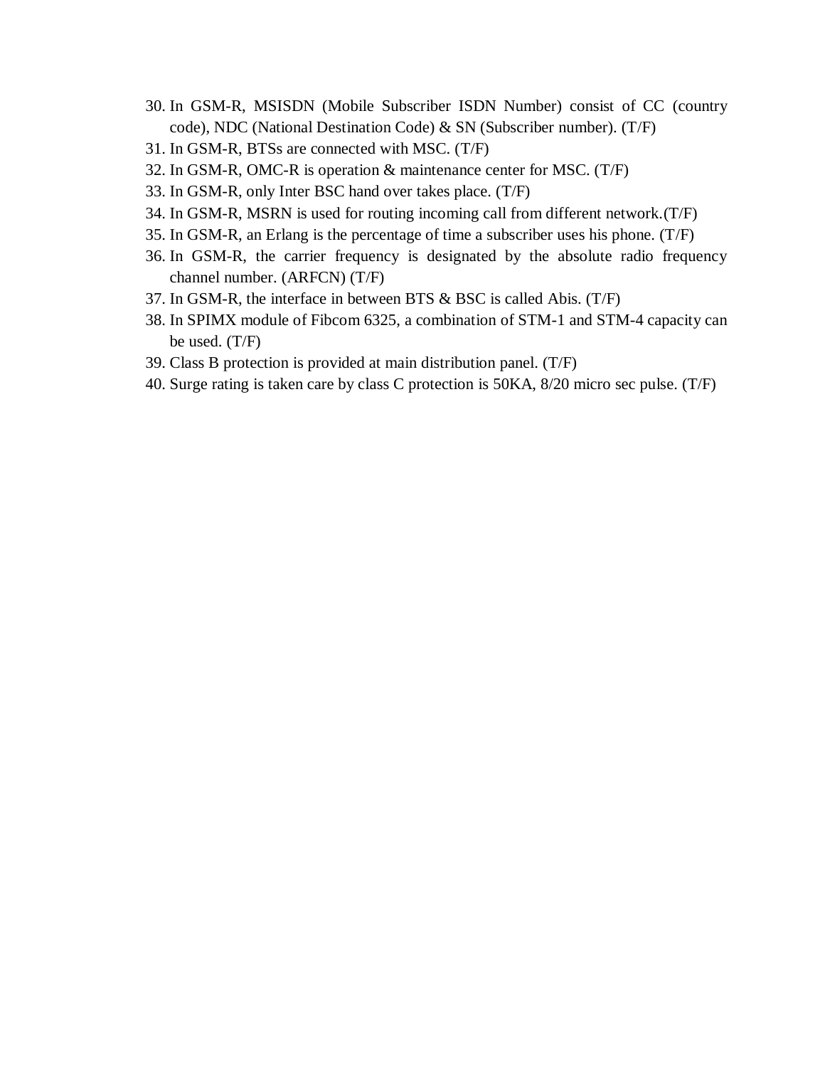30. In GSM-R, MSISDN (Mobile Subscriber ISDN Number) consist of CC (country code), NDC (National Destination Code) & SN (Subscriber number). (T/F)
31. In GSM-R, BTSs are connected with MSC. (T/F)
32. In GSM-R, OMC-R is operation & maintenance center for MSC. (T/F)
33. In GSM-R, only Inter BSC hand over takes place. (T/F)
34. In GSM-R, MSRN is used for routing incoming call from different network.(T/F)
35. In GSM-R, an Erlang is the percentage of time a subscriber uses his phone. (T/F)
36. In GSM-R, the carrier frequency is designated by the absolute radio frequency channel number. (ARFCN) (T/F)
37. In GSM-R, the interface in between BTS & BSC is called Abis. (T/F)
38. In SPIMX module of Fibcom 6325, a combination of STM-1 and STM-4 capacity can be used. (T/F)
39. Class B protection is provided at main distribution panel. (T/F)
40. Surge rating is taken care by class C protection is 50KA, 8/20 micro sec pulse. (T/F)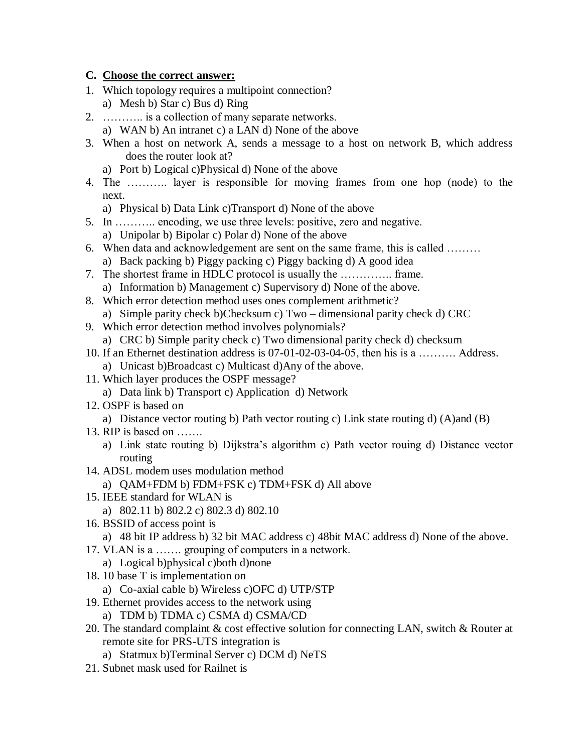**C. <u>Choose the correct answer:</u>**

1. Which topology requires a multipoint connection?
   a) Mesh b) Star c) Bus d) Ring
2. ……….. is a collection of many separate networks.
   a) WAN b) An intranet c) a LAN d) None of the above
3. When a host on network A, sends a message to a host on network B, which address does the router look at?
   a) Port b) Logical c)Physical d) None of the above
4. The ……….. layer is responsible for moving frames from one hop (node) to the next.
   a) Physical b) Data Link c)Transport d) None of the above
5. In ……….. encoding, we use three levels: positive, zero and negative.
   a) Unipolar b) Bipolar c) Polar d) None of the above
6. When data and acknowledgement are sent on the same frame, this is called ………
   a) Back packing b) Piggy packing c) Piggy backing d) A good idea
7. The shortest frame in HDLC protocol is usually the ………….. frame.
   a) Information b) Management c) Supervisory d) None of the above.
8. Which error detection method uses ones complement arithmetic?
   a) Simple parity check b)Checksum c) Two – dimensional parity check d) CRC
9. Which error detection method involves polynomials?
   a) CRC b) Simple parity check c) Two dimensional parity check d) checksum
10. If an Ethernet destination address is 07-01-02-03-04-05, then his is a ………. Address.
    a) Unicast b)Broadcast c) Multicast d)Any of the above.
11. Which layer produces the OSPF message?
    a) Data link b) Transport c) Application d) Network
12. OSPF is based on
    a) Distance vector routing b) Path vector routing c) Link state routing d) (A)and (B)
13. RIP is based on …….
    a) Link state routing b) Dijkstra's algorithm c) Path vector rouing d) Distance vector routing
14. ADSL modem uses modulation method
    a) QAM+FDM b) FDM+FSK c) TDM+FSK d) All above
15. IEEE standard for WLAN is
    a) 802.11 b) 802.2 c) 802.3 d) 802.10
16. BSSID of access point is
    a) 48 bit IP address b) 32 bit MAC address c) 48bit MAC address d) None of the above.
17. VLAN is a ……. grouping of computers in a network.
    a) Logical b)physical c)both d)none
18. 10 base T is implementation on
    a) Co-axial cable b) Wireless c)OFC d) UTP/STP
19. Ethernet provides access to the network using
    a) TDM b) TDMA c) CSMA d) CSMA/CD
20. The standard complaint & cost effective solution for connecting LAN, switch & Router at remote site for PRS-UTS integration is
    a) Statmux b)Terminal Server c) DCM d) NeTS
21. Subnet mask used for Railnet is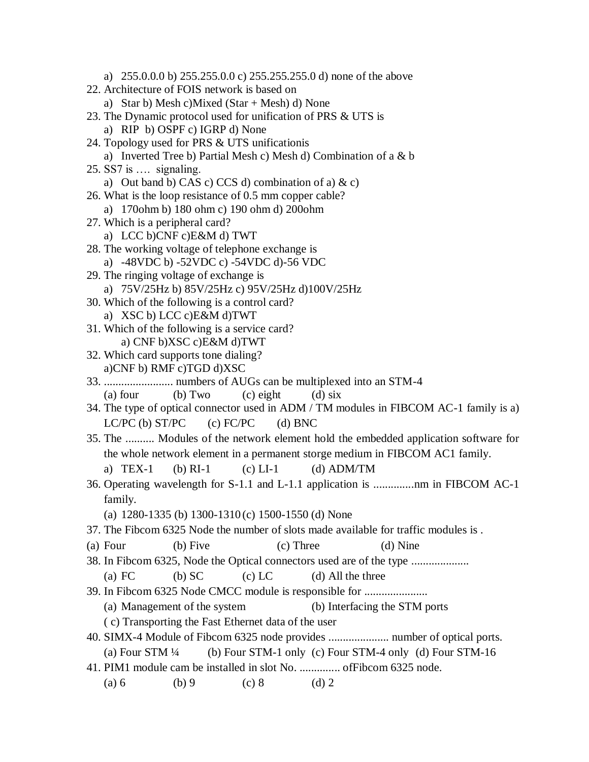a) 255.0.0.0 b) 255.255.0.0 c) 255.255.255.0 d) none of the above

22. Architecture of FOIS network is based on
    a) Star b) Mesh c)Mixed (Star + Mesh) d) None
23. The Dynamic protocol used for unification of PRS & UTS is
    a) RIP b) OSPF c) IGRP d) None
24. Topology used for PRS & UTS unificationis
    a) Inverted Tree b) Partial Mesh c) Mesh d) Combination of a & b
25. SS7 is …. signaling.
    a) Out band b) CAS c) CCS d) combination of a) & c)
26. What is the loop resistance of 0.5 mm copper cable?
    a) 170ohm b) 180 ohm c) 190 ohm d) 200ohm
27. Which is a peripheral card?
    a) LCC b)CNF c)E&M d) TWT
28. The working voltage of telephone exchange is
    a) -48VDC b) -52VDC c) -54VDC d)-56 VDC
29. The ringing voltage of exchange is
    a) 75V/25Hz b) 85V/25Hz c) 95V/25Hz d)100V/25Hz
30. Which of the following is a control card?
    a) XSC b) LCC c)E&M d)TWT
31. Which of the following is a service card?
    a) CNF b)XSC c)E&M d)TWT
32. Which card supports tone dialing?
    a)CNF b) RMF c)TGD d)XSC
33. ........................ numbers of AUGs can be multiplexed into an STM-4
    (a) four (b) Two (c) eight (d) six
34. The type of optical connector used in ADM / TM modules in FIBCOM AC-1 family is a) LC/PC (b) ST/PC (c) FC/PC (d) BNC
35. The .......... Modules of the network element hold the embedded application software for the whole network element in a permanent storge medium in FIBCOM AC1 family.
    a) TEX-1 (b) RI-1 (c) LI-1 (d) ADM/TM
36. Operating wavelength for S-1.1 and L-1.1 application is ..............nm in FIBCOM AC-1 family.
    (a) 1280-1335 (b) 1300-1310 (c) 1500-1550 (d) None
37. The Fibcom 6325 Node the number of slots made available for traffic modules is .
    (a) Four (b) Five (c) Three (d) Nine
38. In Fibcom 6325, Node the Optical connectors used are of the type ....................
    (a) FC (b) SC (c) LC (d) All the three
39. In Fibcom 6325 Node CMCC module is responsible for ......................
    (a) Management of the system (b) Interfacing the STM ports
    ( c) Transporting the Fast Ethernet data of the user
40. SIMX-4 Module of Fibcom 6325 node provides ..................... number of optical ports.
    (a) Four STM ¼ (b) Four STM-1 only (c) Four STM-4 only (d) Four STM-16
41. PIM1 module cam be installed in slot No. .............. ofFibcom 6325 node.
    (a) 6 (b) 9 (c) 8 (d) 2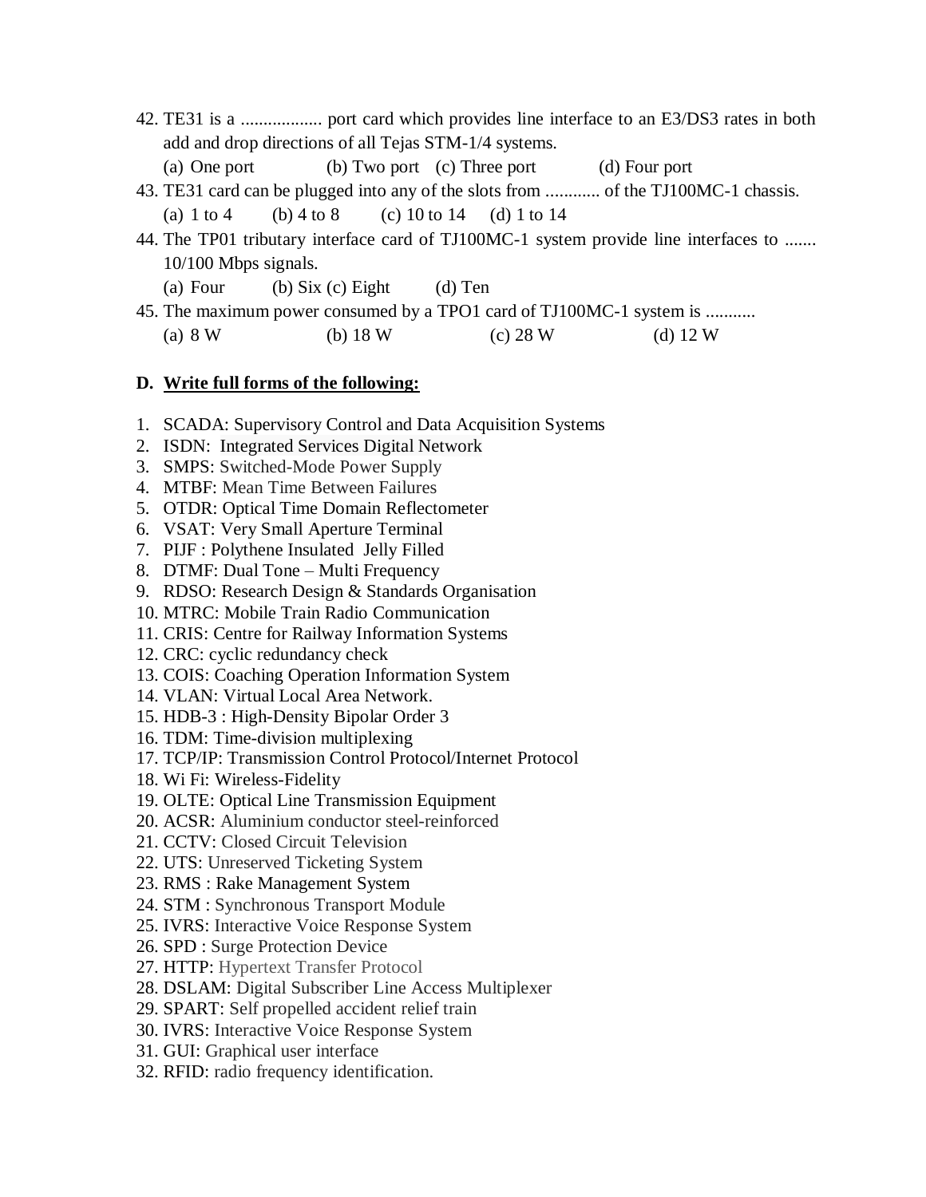42. TE31 is a .................. port card which provides line interface to an E3/DS3 rates in both add and drop directions of all Tejas STM-1/4 systems.
    (a) One port (b) Two port (c) Three port (d) Four port
43. TE31 card can be plugged into any of the slots from ............ of the TJ100MC-1 chassis.
    (a) 1 to 4 (b) 4 to 8 (c) 10 to 14 (d) 1 to 14
44. The TP01 tributary interface card of TJ100MC-1 system provide line interfaces to ....... 10/100 Mbps signals.
    (a) Four (b) Six (c) Eight (d) Ten
45. The maximum power consumed by a TPO1 card of TJ100MC-1 system is ...........
    (a) 8 W (b) 18 W (c) 28 W (d) 12 W

**D. <u>Write full forms of the following:</u>**

1. SCADA: Supervisory Control and Data Acquisition Systems
2. ISDN: Integrated Services Digital Network
3. SMPS: Switched-Mode Power Supply
4. MTBF: Mean Time Between Failures
5. OTDR: Optical Time Domain Reflectometer
6. VSAT: Very Small Aperture Terminal
7. PIJF : Polythene Insulated Jelly Filled
8. DTMF: Dual Tone – Multi Frequency
9. RDSO: Research Design & Standards Organisation
10. MTRC: Mobile Train Radio Communication
11. CRIS: Centre for Railway Information Systems
12. CRC: cyclic redundancy check
13. COIS: Coaching Operation Information System
14. VLAN: Virtual Local Area Network.
15. HDB-3 : High-Density Bipolar Order 3
16. TDM: Time-division multiplexing
17. TCP/IP: Transmission Control Protocol/Internet Protocol
18. Wi Fi: Wireless-Fidelity
19. OLTE: Optical Line Transmission Equipment
20. ACSR: Aluminium conductor steel-reinforced
21. CCTV: Closed Circuit Television
22. UTS: Unreserved Ticketing System
23. RMS : Rake Management System
24. STM : Synchronous Transport Module
25. IVRS: Interactive Voice Response System
26. SPD : Surge Protection Device
27. HTTP: Hypertext Transfer Protocol
28. DSLAM: Digital Subscriber Line Access Multiplexer
29. SPART: Self propelled accident relief train
30. IVRS: Interactive Voice Response System
31. GUI: Graphical user interface
32. RFID: radio frequency identification.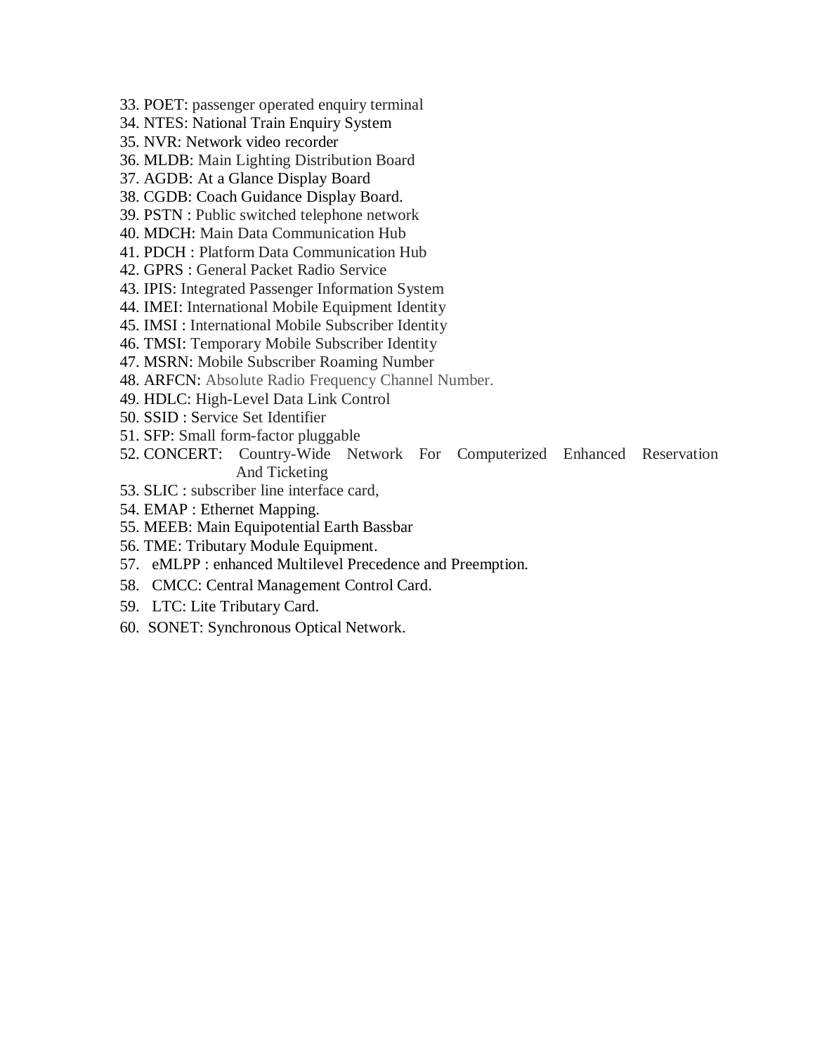33. POET: passenger operated enquiry terminal
34. NTES: National Train Enquiry System
35. NVR: Network video recorder
36. MLDB: Main Lighting Distribution Board
37. AGDB: At a Glance Display Board
38. CGDB: Coach Guidance Display Board.
39. PSTN : Public switched telephone network
40. MDCH: Main Data Communication Hub
41. PDCH : Platform Data Communication Hub
42. GPRS : General Packet Radio Service
43. IPIS: Integrated Passenger Information System
44. IMEI: International Mobile Equipment Identity
45. IMSI : International Mobile Subscriber Identity
46. TMSI: Temporary Mobile Subscriber Identity
47. MSRN: Mobile Subscriber Roaming Number
48. ARFCN: Absolute Radio Frequency Channel Number.
49. HDLC: High-Level Data Link Control
50. SSID : Service Set Identifier
51. SFP: Small form-factor pluggable
52. CONCERT: Country-Wide Network For Computerized Enhanced Reservation And Ticketing
53. SLIC : subscriber line interface card,
54. EMAP : Ethernet Mapping.
55. MEEB: Main Equipotential Earth Bassbar
56. TME: Tributary Module Equipment.
57. eMLPP : enhanced Multilevel Precedence and Preemption.
58. CMCC: Central Management Control Card.
59. LTC: Lite Tributary Card.
60. SONET: Synchronous Optical Network.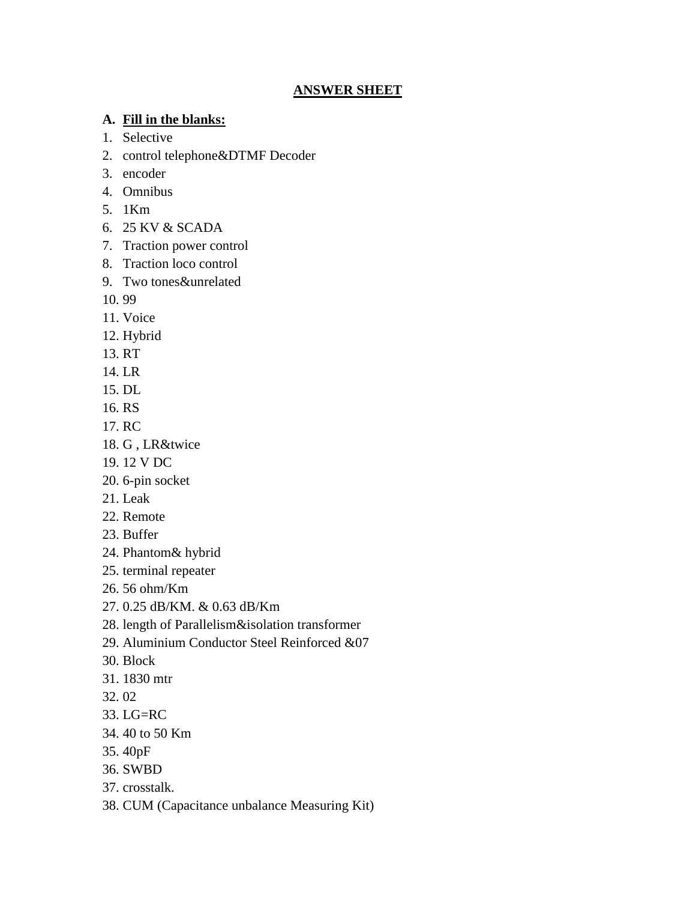# ANSWER SHEET

## A. Fill in the blanks:

1. Selective
2. control telephone&DTMF Decoder
3. encoder
4. Omnibus
5. 1Km
6. 25 KV & SCADA
7. Traction power control
8. Traction loco control
9. Two tones&unrelated
10. 99
11. Voice
12. Hybrid
13. RT
14. LR
15. DL
16. RS
17. RC
18. G , LR&twice
19. 12 V DC
20. 6-pin socket
21. Leak
22. Remote
23. Buffer
24. Phantom& hybrid
25. terminal repeater
26. 56 ohm/Km
27. 0.25 dB/KM. & 0.63 dB/Km
28. length of Parallelism&isolation transformer
29. Aluminium Conductor Steel Reinforced &07
30. Block
31. 1830 mtr
32. 02
33. LG=RC
34. 40 to 50 Km
35. 40pF
36. SWBD
37. crosstalk.
38. CUM (Capacitance unbalance Measuring Kit)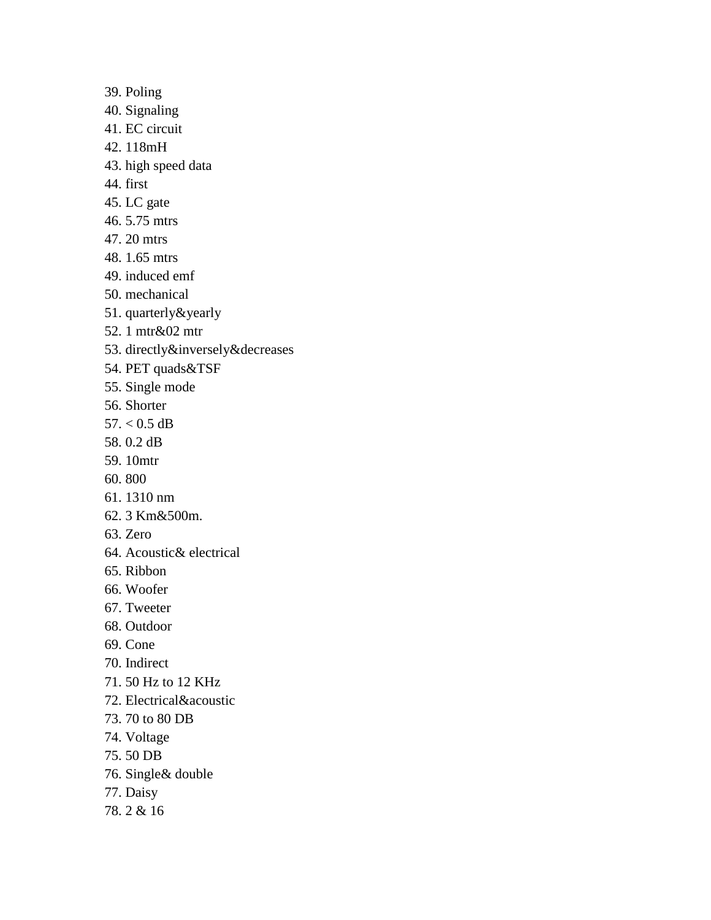39. Poling
40. Signaling
41. EC circuit
42. 118mH
43. high speed data
44. first
45. LC gate
46. 5.75 mtrs
47. 20 mtrs
48. 1.65 mtrs
49. induced emf
50. mechanical
51. quarterly&yearly
52. 1 mtr&02 mtr
53. directly&inversely&decreases
54. PET quads&TSF
55. Single mode
56. Shorter
57. < 0.5 dB
58. 0.2 dB
59. 10mtr
60. 800
61. 1310 nm
62. 3 Km&500m.
63. Zero
64. Acoustic& electrical
65. Ribbon
66. Woofer
67. Tweeter
68. Outdoor
69. Cone
70. Indirect
71. 50 Hz to 12 KHz
72. Electrical&acoustic
73. 70 to 80 DB
74. Voltage
75. 50 DB
76. Single& double
77. Daisy
78. 2 & 16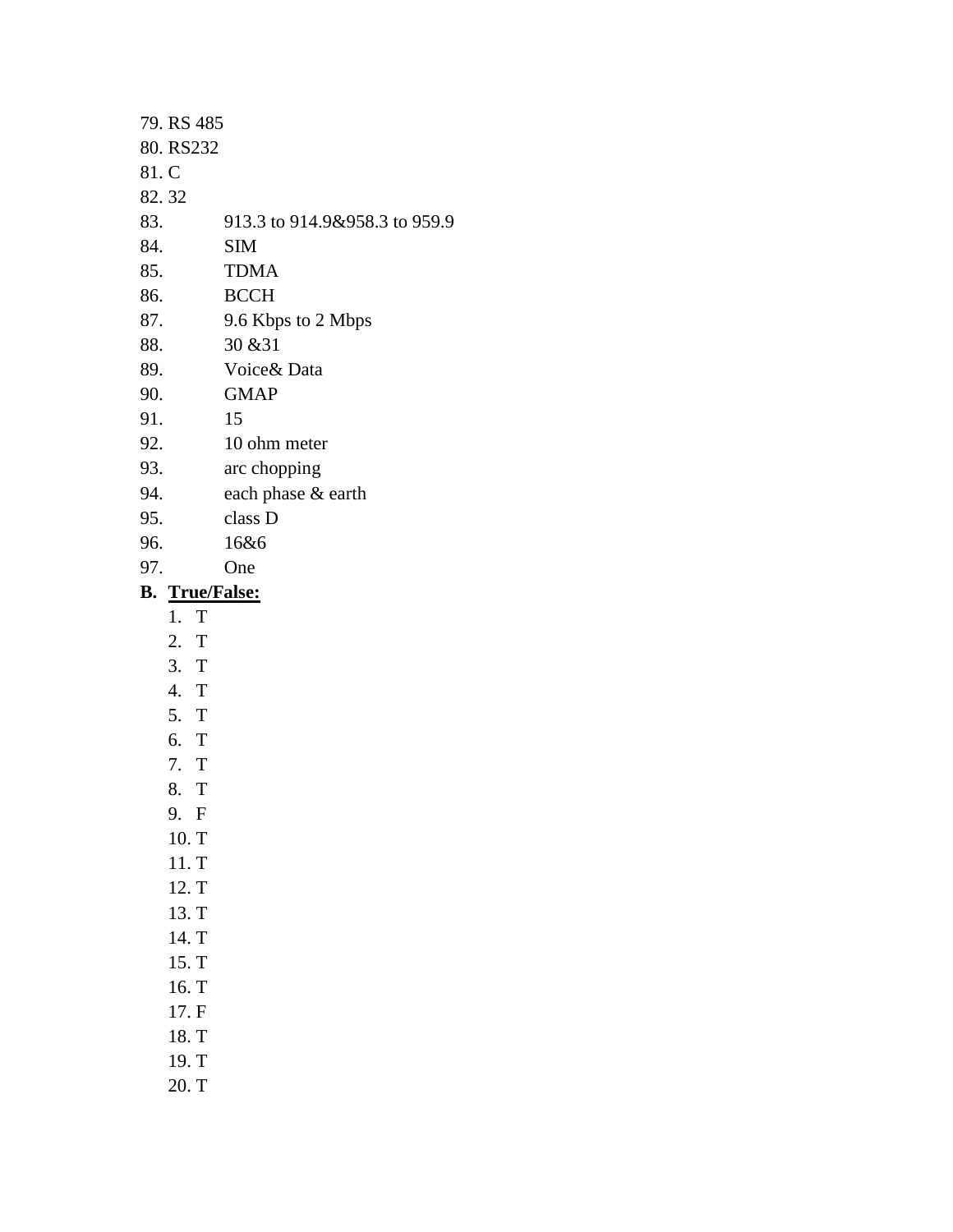79. RS 485
80. RS232
81. C
82. 32
83. 913.3 to 914.9&958.3 to 959.9
84. SIM
85. TDMA
86. BCCH
87. 9.6 Kbps to 2 Mbps
88. 30 &31
89. Voice& Data
90. GMAP
91. 15
92. 10 ohm meter
93. arc chopping
94. each phase & earth
95. class D
96. 16&6
97. One

**B. True/False:**

1. T
2. T
3. T
4. T
5. T
6. T
7. T
8. T
9. F
10. T
11. T
12. T
13. T
14. T
15. T
16. T
17. F
18. T
19. T
20. T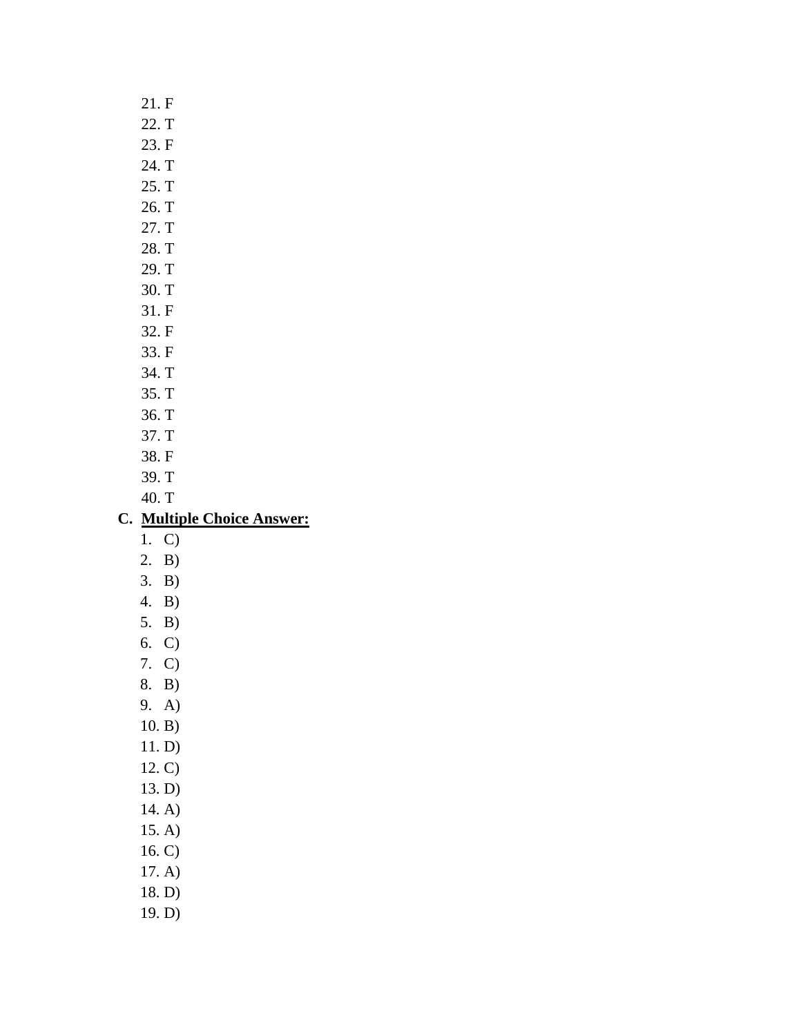21. F
22. T
23. F
24. T
25. T
26. T
27. T
28. T
29. T
30. T
31. F
32. F
33. F
34. T
35. T
36. T
37. T
38. F
39. T
40. T

## C. Multiple Choice Answer:

1. C)
2. B)
3. B)
4. B)
5. B)
6. C)
7. C)
8. B)
9. A)
10. B)
11. D)
12. C)
13. D)
14. A)
15. A)
16. C)
17. A)
18. D)
19. D)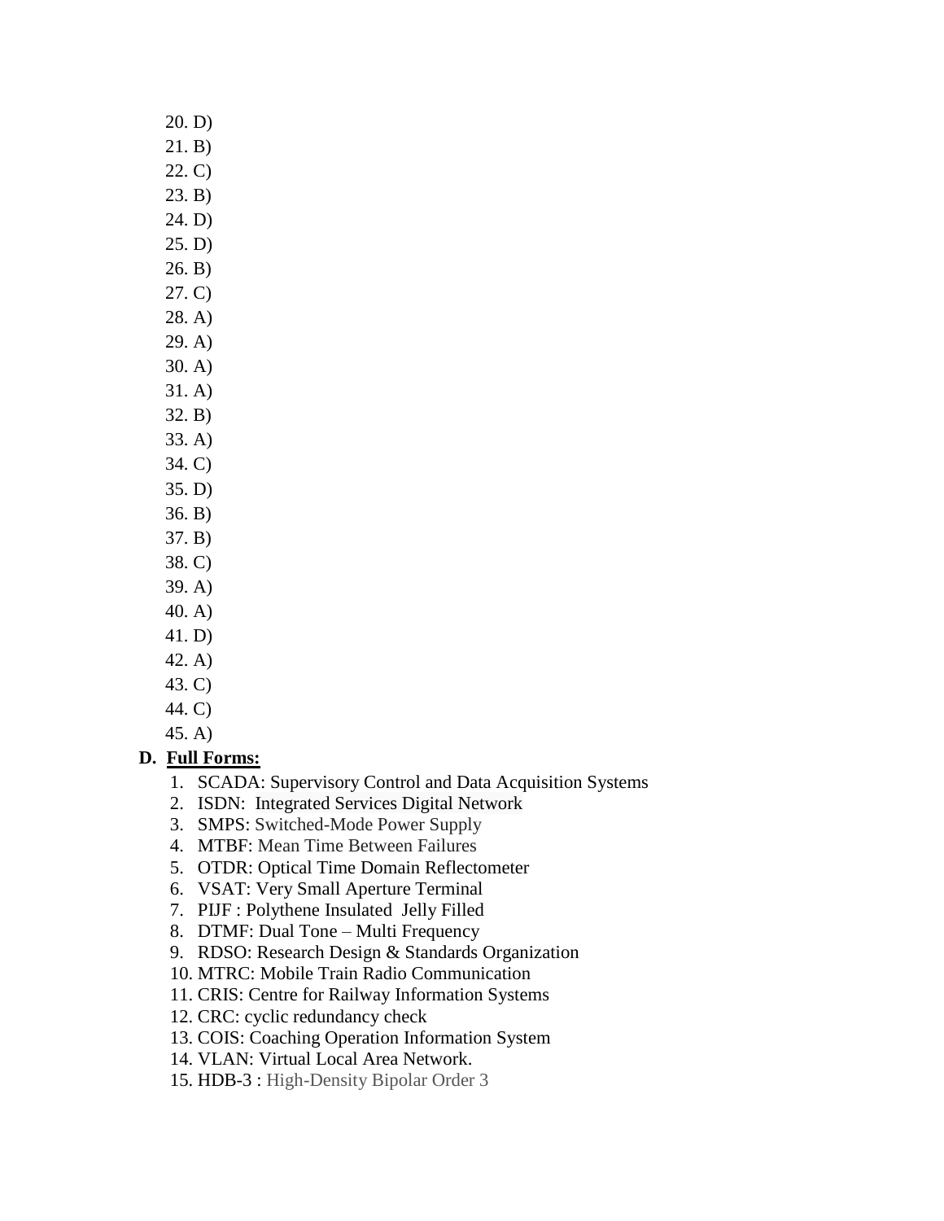20. D)
21. B)
22. C)
23. B)
24. D)
25. D)
26. B)
27. C)
28. A)
29. A)
30. A)
31. A)
32. B)
33. A)
34. C)
35. D)
36. B)
37. B)
38. C)
39. A)
40. A)
41. D)
42. A)
43. C)
44. C)
45. A)

**D. Full Forms:**

1. SCADA: Supervisory Control and Data Acquisition Systems
2. ISDN: Integrated Services Digital Network
3. SMPS: Switched-Mode Power Supply
4. MTBF: Mean Time Between Failures
5. OTDR: Optical Time Domain Reflectometer
6. VSAT: Very Small Aperture Terminal
7. PIJF : Polythene Insulated Jelly Filled
8. DTMF: Dual Tone – Multi Frequency
9. RDSO: Research Design & Standards Organization
10. MTRC: Mobile Train Radio Communication
11. CRIS: Centre for Railway Information Systems
12. CRC: cyclic redundancy check
13. COIS: Coaching Operation Information System
14. VLAN: Virtual Local Area Network.
15. HDB-3 : High-Density Bipolar Order 3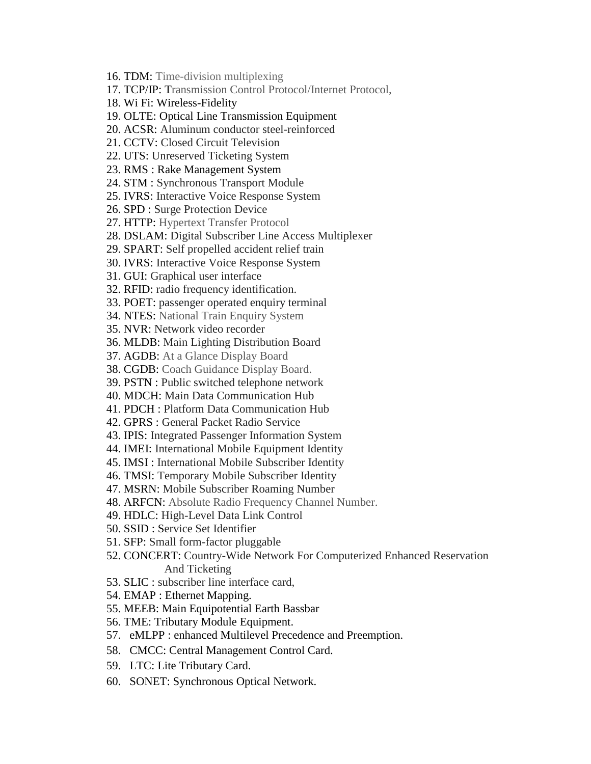16. TDM: Time-division multiplexing
17. TCP/IP: Transmission Control Protocol/Internet Protocol,
18. Wi Fi: Wireless-Fidelity
19. OLTE: Optical Line Transmission Equipment
20. ACSR: Aluminum conductor steel-reinforced
21. CCTV: Closed Circuit Television
22. UTS: Unreserved Ticketing System
23. RMS : Rake Management System
24. STM : Synchronous Transport Module
25. IVRS: Interactive Voice Response System
26. SPD : Surge Protection Device
27. HTTP: Hypertext Transfer Protocol
28. DSLAM: Digital Subscriber Line Access Multiplexer
29. SPART: Self propelled accident relief train
30. IVRS: Interactive Voice Response System
31. GUI: Graphical user interface
32. RFID: radio frequency identification.
33. POET: passenger operated enquiry terminal
34. NTES: National Train Enquiry System
35. NVR: Network video recorder
36. MLDB: Main Lighting Distribution Board
37. AGDB: At a Glance Display Board
38. CGDB: Coach Guidance Display Board.
39. PSTN : Public switched telephone network
40. MDCH: Main Data Communication Hub
41. PDCH : Platform Data Communication Hub
42. GPRS : General Packet Radio Service
43. IPIS: Integrated Passenger Information System
44. IMEI: International Mobile Equipment Identity
45. IMSI : International Mobile Subscriber Identity
46. TMSI: Temporary Mobile Subscriber Identity
47. MSRN: Mobile Subscriber Roaming Number
48. ARFCN: Absolute Radio Frequency Channel Number.
49. HDLC: High-Level Data Link Control
50. SSID : Service Set Identifier
51. SFP: Small form-factor pluggable
52. CONCERT: Country-Wide Network For Computerized Enhanced Reservation And Ticketing
53. SLIC : subscriber line interface card,
54. EMAP : Ethernet Mapping.
55. MEEB: Main Equipotential Earth Bassbar
56. TME: Tributary Module Equipment.
57. eMLPP : enhanced Multilevel Precedence and Preemption.
58. CMCC: Central Management Control Card.
59. LTC: Lite Tributary Card.
60. SONET: Synchronous Optical Network.